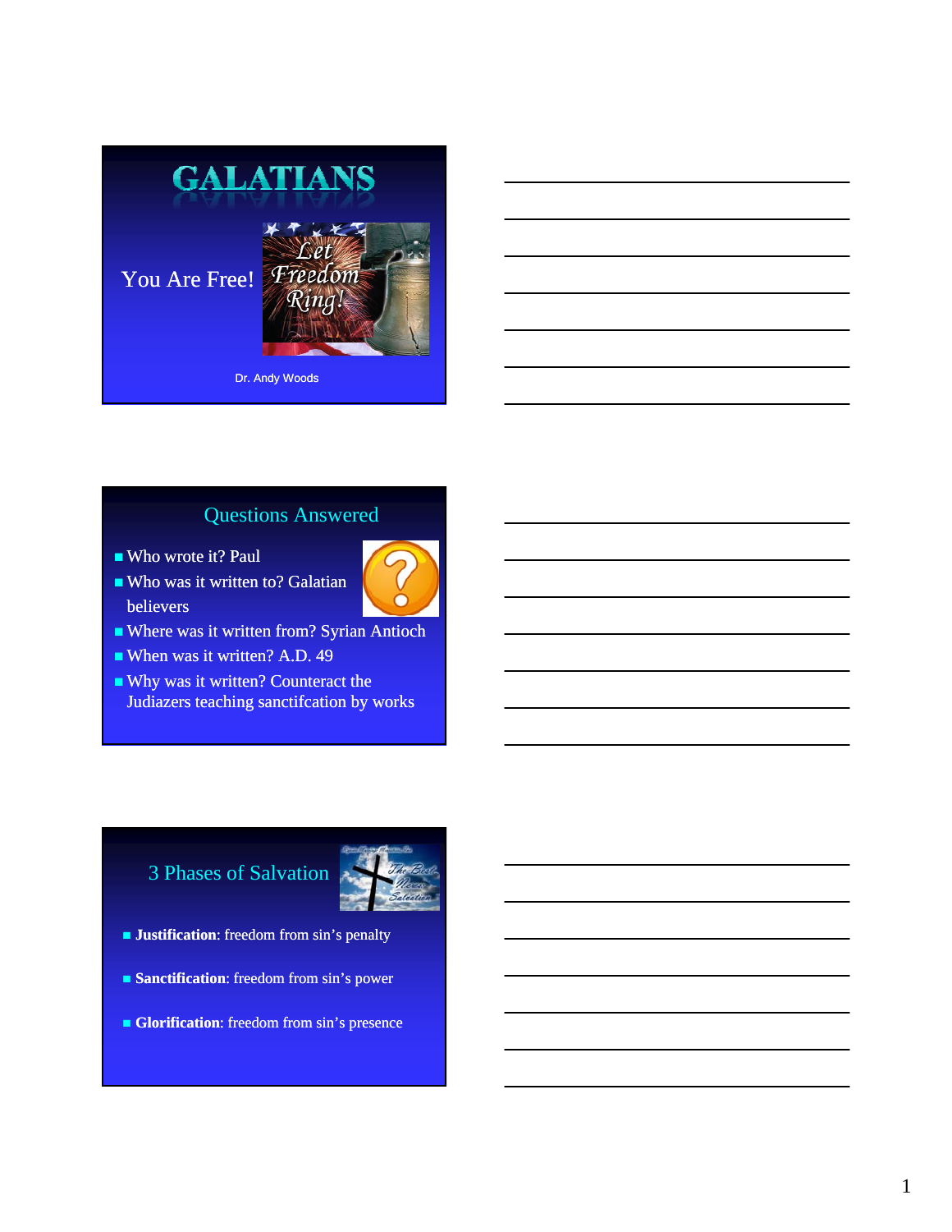# GALATIANS

You Are Free!

Let Freedom Ring!

Dr. Andy Woods

## Questions Answered

- Who wrote it? Paul
- Who was it written to? Galatian believers
- Where was it written from? Syrian Antioch
- When was it written? A.D. 49
- Why was it written? Counteract the Judiazers teaching sanctifcation by works

## 3 Phases of Salvation

- **Justification**: freedom from sin's penalty
- **Sanctification**: freedom from sin's power
- **Glorification**: freedom from sin's presence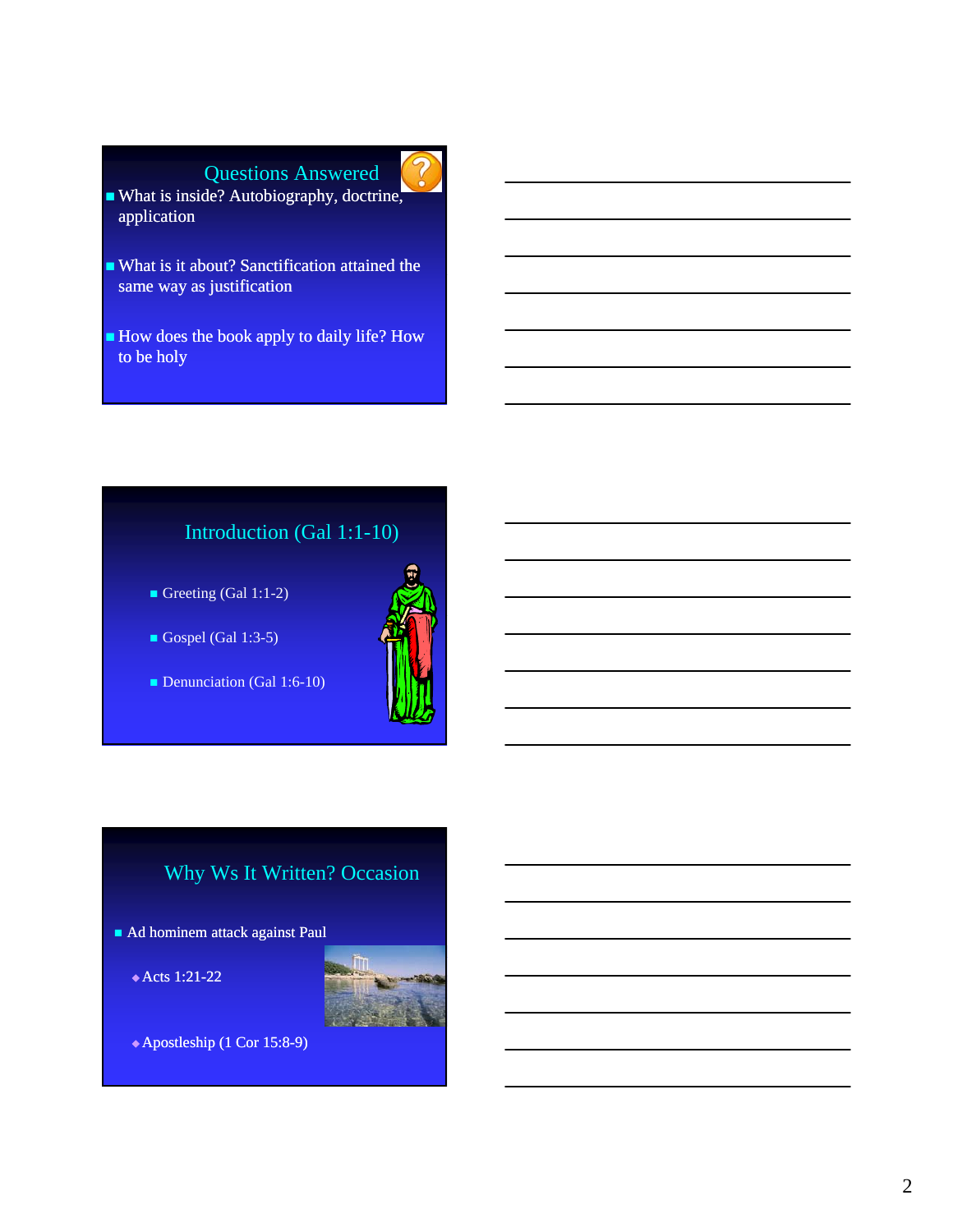## Questions Answered

- What is inside? Autobiography, doctrine, application
- What is it about? Sanctification attained the same way as justification
- How does the book apply to daily life? How to be holy

## Introduction (Gal 1:1-10)

- Greeting (Gal 1:1-2)
- Gospel (Gal 1:3-5)
- Denunciation (Gal 1:6-10)

## Why Ws It Written? Occasion

- Ad hominem attack against Paul
  - Acts 1:21-22
  - Apostleship (1 Cor 15:8-9)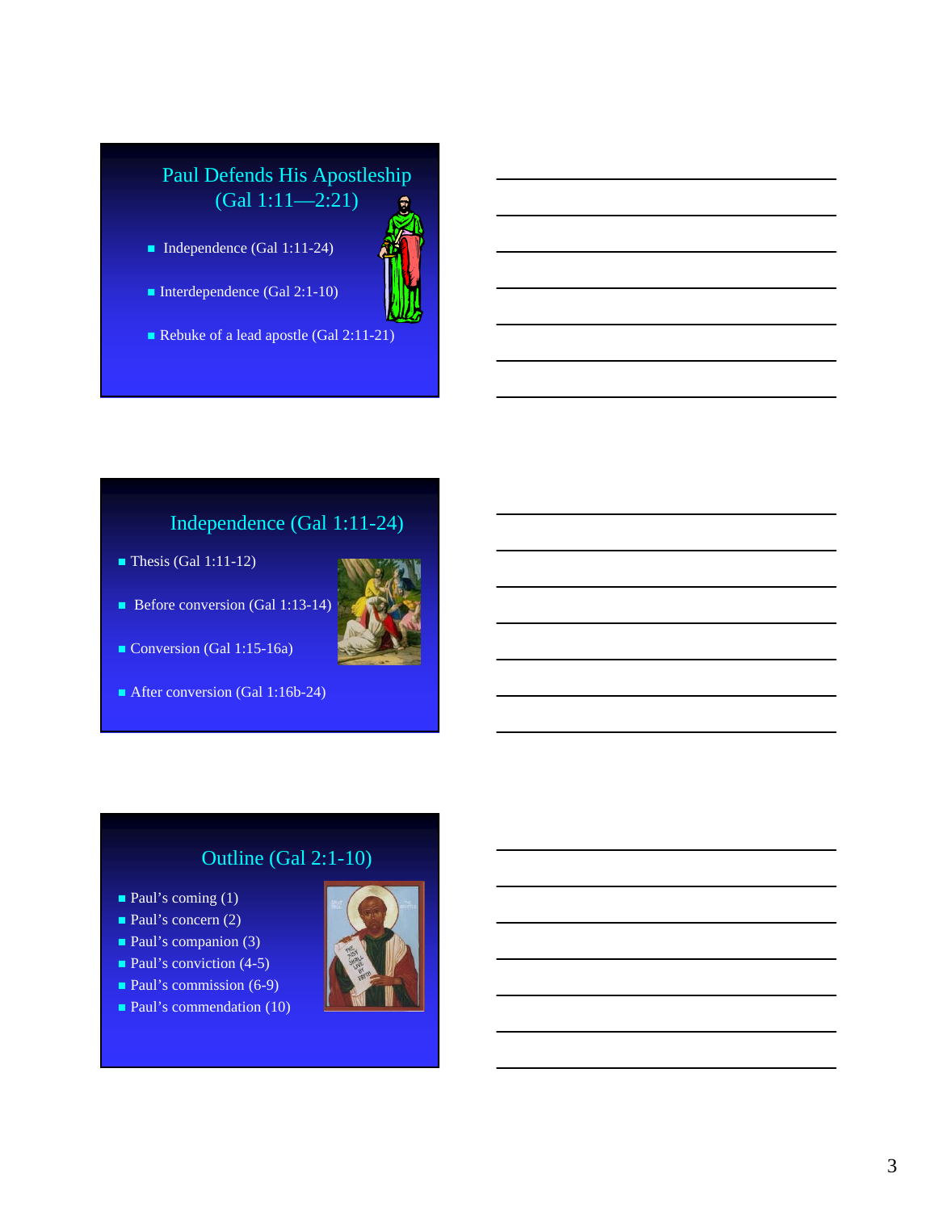## Paul Defends His Apostleship (Gal 1:11—2:21)

- Independence (Gal 1:11-24)
- Interdependence (Gal 2:1-10)
- Rebuke of a lead apostle (Gal 2:11-21)

## Independence (Gal 1:11-24)

- Thesis (Gal 1:11-12)
- Before conversion (Gal 1:13-14)
- Conversion (Gal 1:15-16a)
- After conversion (Gal 1:16b-24)

## Outline (Gal 2:1-10)

- Paul's coming (1)
- Paul's concern (2)
- Paul's companion (3)
- Paul's conviction (4-5)
- Paul's commission (6-9)
- Paul's commendation (10)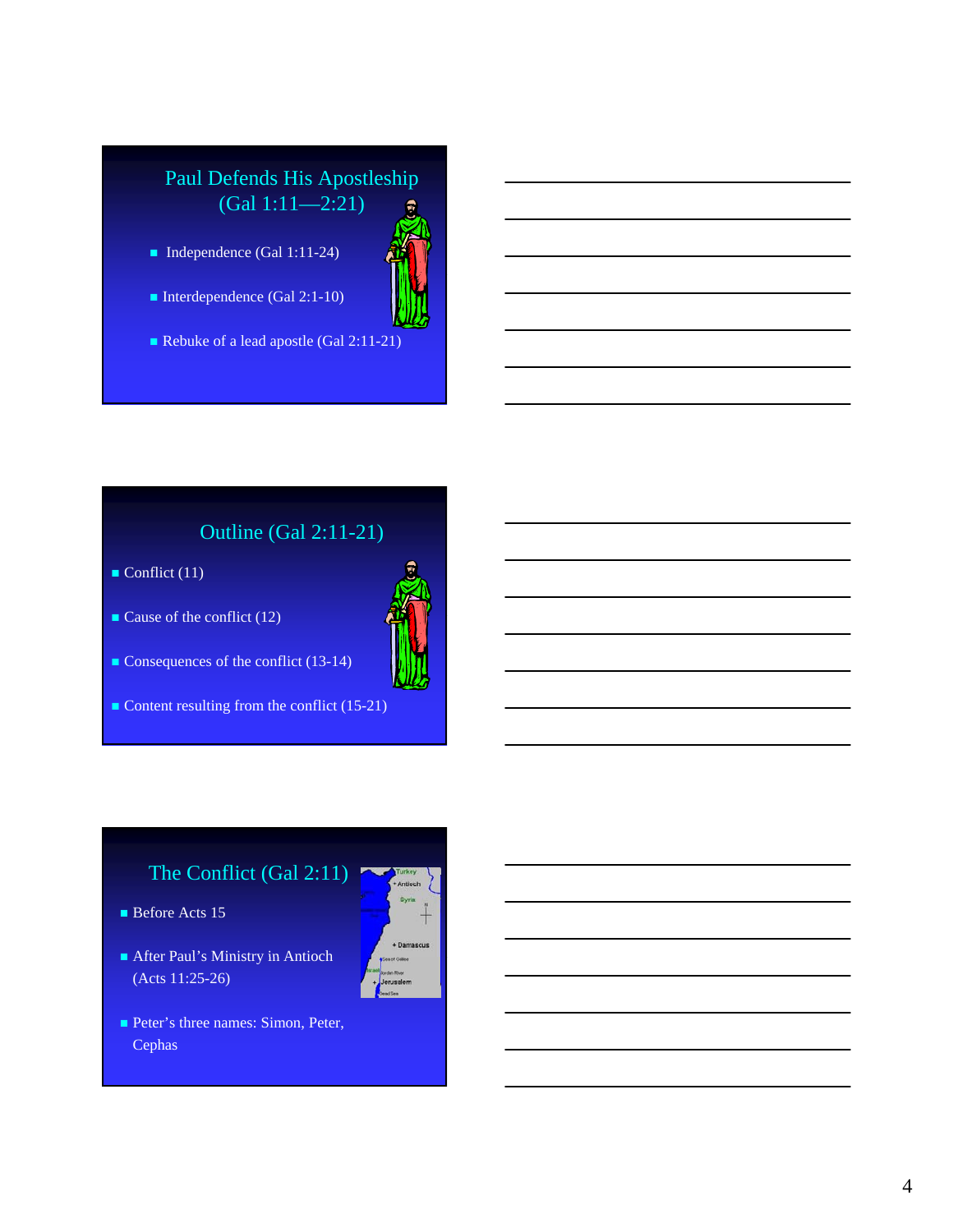## Paul Defends His Apostleship (Gal 1:11—2:21)

- Independence (Gal 1:11-24)
- Interdependence (Gal 2:1-10)
- Rebuke of a lead apostle (Gal 2:11-21)

## Outline (Gal 2:11-21)

- Conflict (11)
- Cause of the conflict (12)
- Consequences of the conflict (13-14)
- Content resulting from the conflict (15-21)

## The Conflict (Gal 2:11)

- Before Acts 15
- After Paul's Ministry in Antioch (Acts 11:25-26)
- Peter's three names: Simon, Peter, Cephas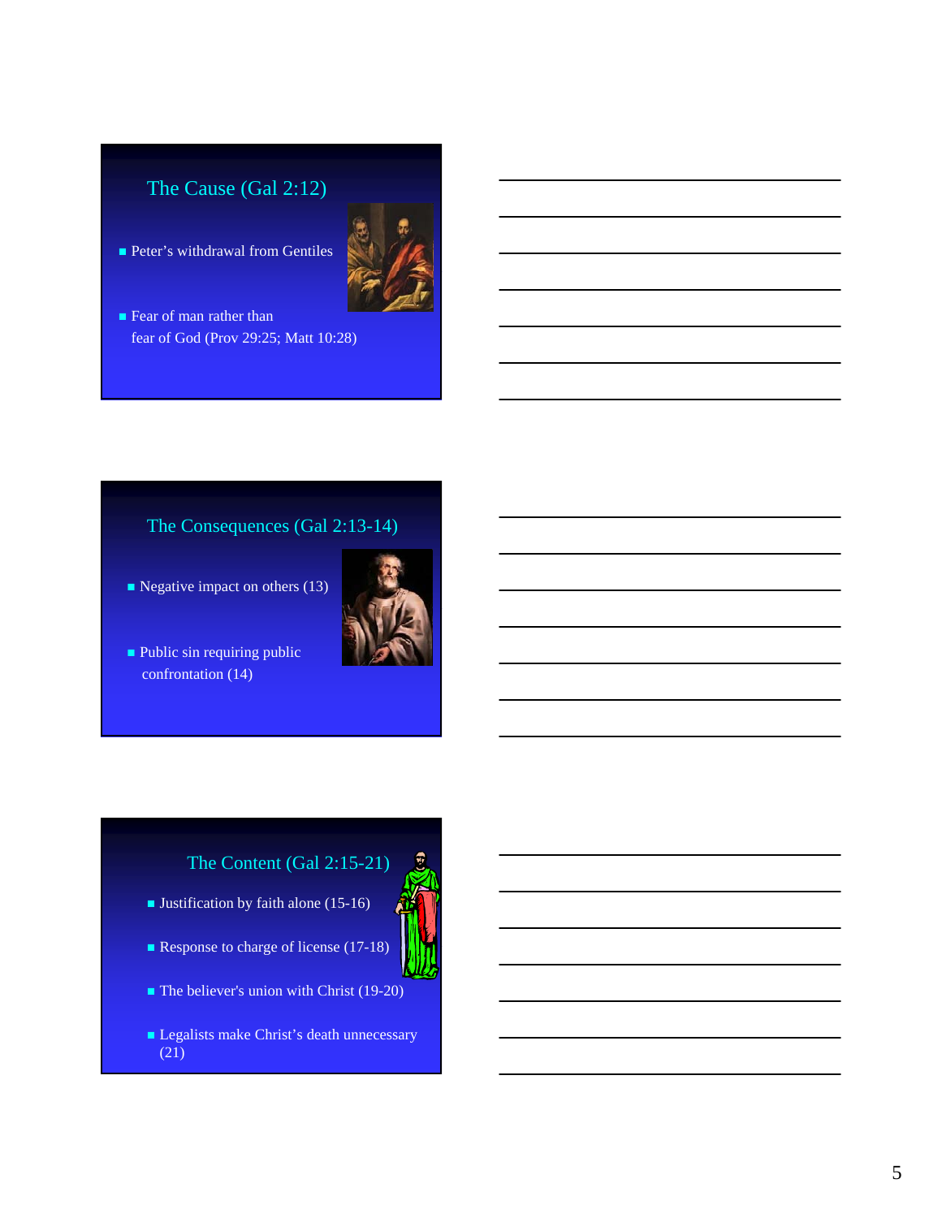## The Cause (Gal 2:12)

- Peter's withdrawal from Gentiles
- Fear of man rather than fear of God (Prov 29:25; Matt 10:28)

## The Consequences (Gal 2:13-14)

- Negative impact on others (13)
- Public sin requiring public confrontation (14)

## The Content (Gal 2:15-21)

- Justification by faith alone (15-16)
- Response to charge of license (17-18)
- The believer's union with Christ (19-20)
- Legalists make Christ's death unnecessary (21)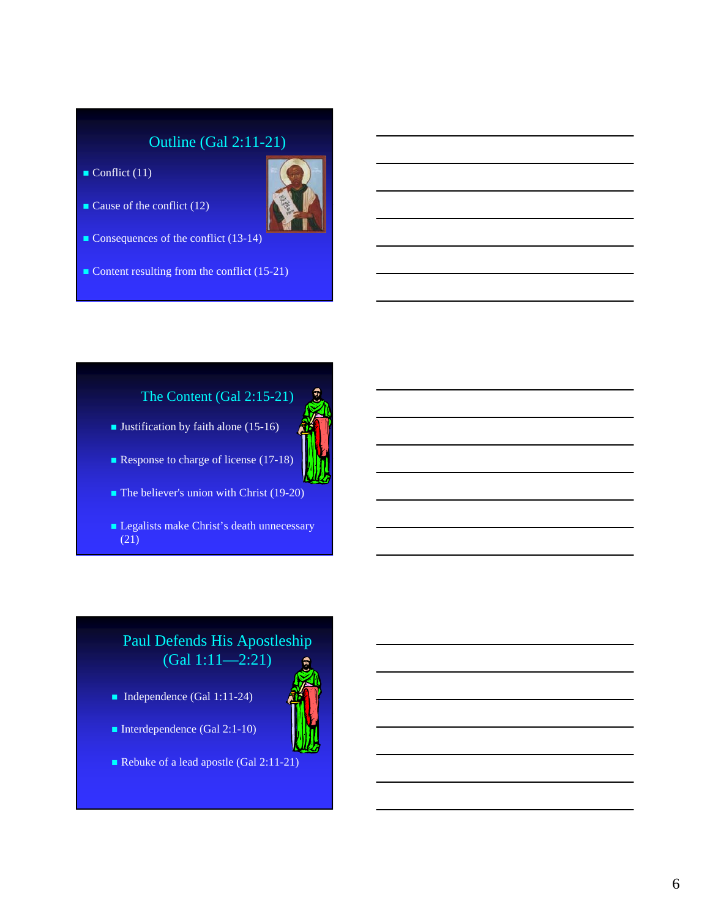## Outline (Gal 2:11-21)

- Conflict (11)
- Cause of the conflict (12)
- Consequences of the conflict (13-14)
- Content resulting from the conflict (15-21)

## The Content (Gal 2:15-21)

- Justification by faith alone (15-16)
- Response to charge of license (17-18)
- The believer's union with Christ (19-20)
- Legalists make Christ's death unnecessary (21)

## Paul Defends His Apostleship (Gal 1:11—2:21)

- Independence (Gal 1:11-24)
- Interdependence (Gal 2:1-10)
- Rebuke of a lead apostle (Gal 2:11-21)